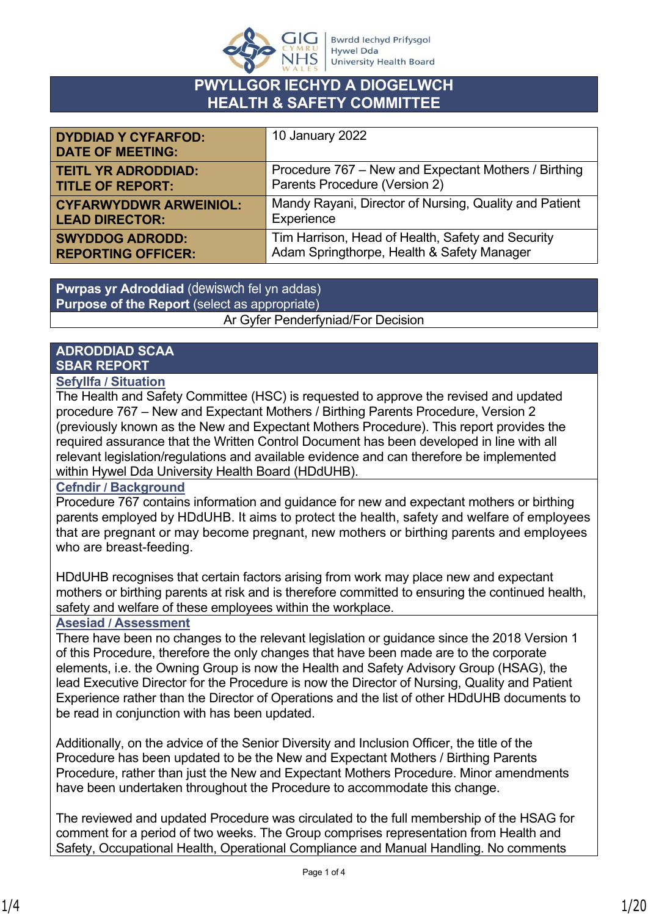# PWYLLGOR IECHYD A DIOGELWCH
# HEALTH & SAFETY COMMITTEE

| | |
|---|---|
| **DYDDIAD Y CYFARFOD: DATE OF MEETING:** | 10 January 2022 |
| **TEITL YR ADRODDIAD: TITLE OF REPORT:** | Procedure 767 – New and Expectant Mothers / Birthing Parents Procedure (Version 2) |
| **CYFARWYDDWR ARWEINIOL: LEAD DIRECTOR:** | Mandy Rayani, Director of Nursing, Quality and Patient Experience |
| **SWYDDOG ADRODD: REPORTING OFFICER:** | Tim Harrison, Head of Health, Safety and Security<br>Adam Springthorpe, Health & Safety Manager |

| **Pwrpas yr Adroddiad** (dewiswch fel yn addas)<br>**Purpose of the Report** (select as appropriate) |
|---|
| Ar Gyfer Penderfyniad/For Decision |

## ADRODDIAD SCAA
## SBAR REPORT

**Sefyllfa / Situation**

The Health and Safety Committee (HSC) is requested to approve the revised and updated procedure 767 – New and Expectant Mothers / Birthing Parents Procedure, Version 2 (previously known as the New and Expectant Mothers Procedure). This report provides the required assurance that the Written Control Document has been developed in line with all relevant legislation/regulations and available evidence and can therefore be implemented within Hywel Dda University Health Board (HDdUHB).

**Cefndir / Background**

Procedure 767 contains information and guidance for new and expectant mothers or birthing parents employed by HDdUHB. It aims to protect the health, safety and welfare of employees that are pregnant or may become pregnant, new mothers or birthing parents and employees who are breast-feeding.

HDdUHB recognises that certain factors arising from work may place new and expectant mothers or birthing parents at risk and is therefore committed to ensuring the continued health, safety and welfare of these employees within the workplace.

**Asesiad / Assessment**

There have been no changes to the relevant legislation or guidance since the 2018 Version 1 of this Procedure, therefore the only changes that have been made are to the corporate elements, i.e. the Owning Group is now the Health and Safety Advisory Group (HSAG), the lead Executive Director for the Procedure is now the Director of Nursing, Quality and Patient Experience rather than the Director of Operations and the list of other HDdUHB documents to be read in conjunction with has been updated.

Additionally, on the advice of the Senior Diversity and Inclusion Officer, the title of the Procedure has been updated to be the New and Expectant Mothers / Birthing Parents Procedure, rather than just the New and Expectant Mothers Procedure. Minor amendments have been undertaken throughout the Procedure to accommodate this change.

The reviewed and updated Procedure was circulated to the full membership of the HSAG for comment for a period of two weeks. The Group comprises representation from Health and Safety, Occupational Health, Operational Compliance and Manual Handling. No comments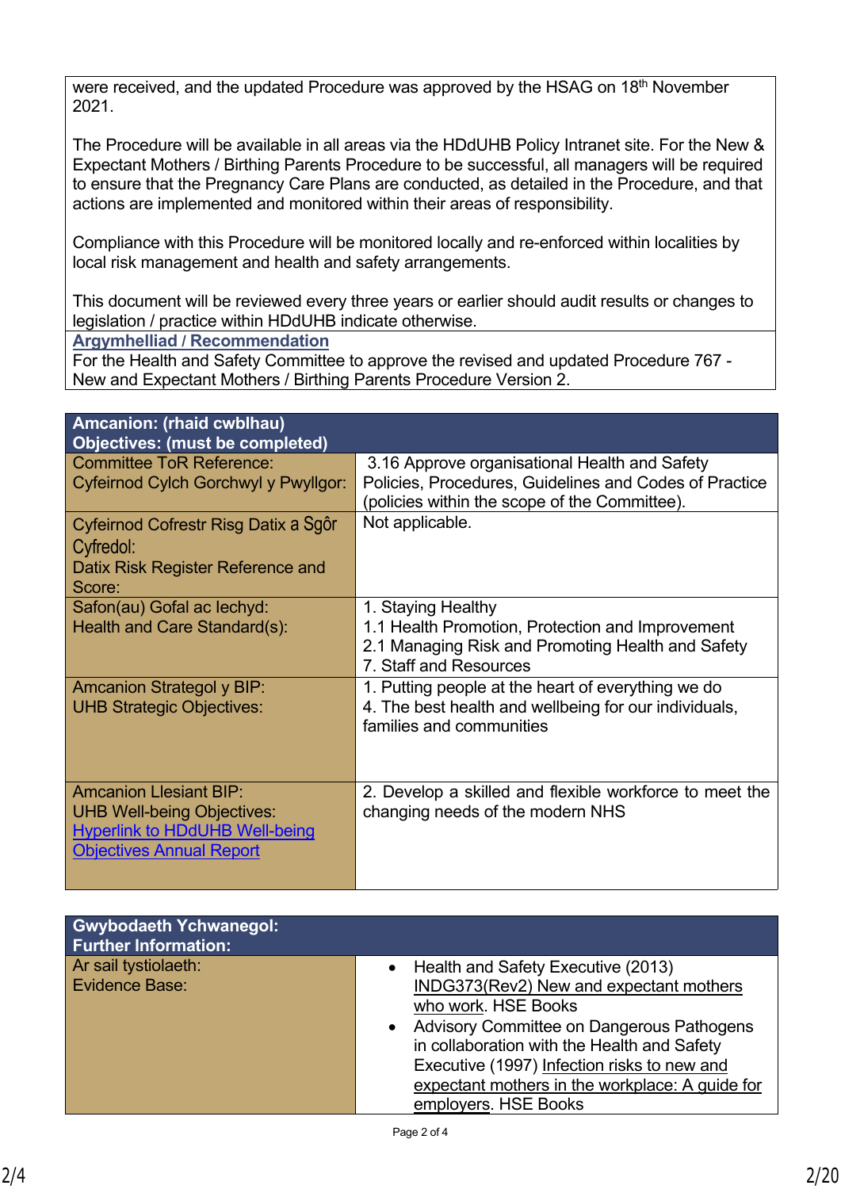were received, and the updated Procedure was approved by the HSAG on 18th November 2021.

The Procedure will be available in all areas via the HDdUHB Policy Intranet site. For the New & Expectant Mothers / Birthing Parents Procedure to be successful, all managers will be required to ensure that the Pregnancy Care Plans are conducted, as detailed in the Procedure, and that actions are implemented and monitored within their areas of responsibility.

Compliance with this Procedure will be monitored locally and re-enforced within localities by local risk management and health and safety arrangements.

This document will be reviewed every three years or earlier should audit results or changes to legislation / practice within HDdUHB indicate otherwise.

**Argymhelliad / Recommendation**

For the Health and Safety Committee to approve the revised and updated Procedure 767 - New and Expectant Mothers / Birthing Parents Procedure Version 2.

| **Amcanion: (rhaid cwblhau)<br>Objectives: (must be completed)** | |
|---|---|
| Committee ToR Reference:<br>Cyfeirnod Cylch Gorchwyl y Pwyllgor: | 3.16 Approve organisational Health and Safety Policies, Procedures, Guidelines and Codes of Practice (policies within the scope of the Committee). |
| Cyfeirnod Cofrestr Risg Datix a Sgôr Cyfredol:<br>Datix Risk Register Reference and Score: | Not applicable. |
| Safon(au) Gofal ac Iechyd:<br>Health and Care Standard(s): | 1. Staying Healthy<br>1.1 Health Promotion, Protection and Improvement<br>2.1 Managing Risk and Promoting Health and Safety<br>7. Staff and Resources |
| Amcanion Strategol y BIP:<br>UHB Strategic Objectives: | 1. Putting people at the heart of everything we do<br>4. The best health and wellbeing for our individuals, families and communities |
| Amcanion Llesiant BIP:<br>UHB Well-being Objectives:<br>Hyperlink to HDdUHB Well-being Objectives Annual Report | 2. Develop a skilled and flexible workforce to meet the changing needs of the modern NHS |

| **Gwybodaeth Ychwanegol:<br>Further Information:** | |
|---|---|
| Ar sail tystiolaeth:<br>Evidence Base: | • Health and Safety Executive (2013) INDG373(Rev2) New and expectant mothers who work. HSE Books<br>• Advisory Committee on Dangerous Pathogens in collaboration with the Health and Safety Executive (1997) Infection risks to new and expectant mothers in the workplace: A guide for employers. HSE Books |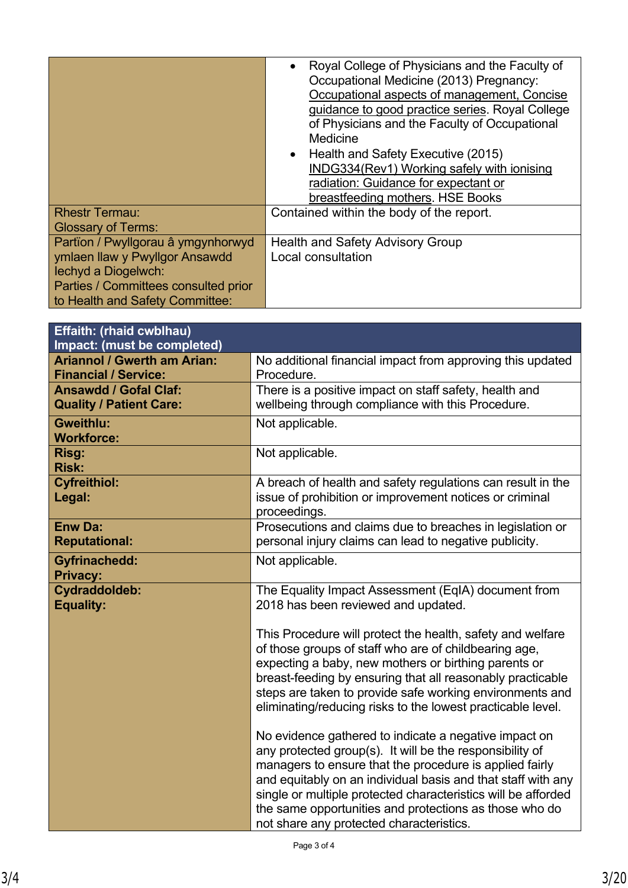| | |
|---|---|
| | • Royal College of Physicians and the Faculty of Occupational Medicine (2013) Pregnancy: Occupational aspects of management, Concise guidance to good practice series. Royal College of Physicians and the Faculty of Occupational Medicine<br>• Health and Safety Executive (2015) INDG334(Rev1) Working safely with ionising radiation: Guidance for expectant or breastfeeding mothers. HSE Books |
| Rhestr Termau:<br>Glossary of Terms: | Contained within the body of the report. |
| Partïon / Pwyllgorau â ymgynhorwyd ymlaen llaw y Pwyllgor Ansawdd Iechyd a Diogelwch:<br>Parties / Committees consulted prior to Health and Safety Committee: | Health and Safety Advisory Group<br>Local consultation |

| **Effaith: (rhaid cwblhau)<br>Impact: (must be completed)** | |
|---|---|
| **Ariannol / Gwerth am Arian:<br>Financial / Service:** | No additional financial impact from approving this updated Procedure. |
| **Ansawdd / Gofal Claf:<br>Quality / Patient Care:** | There is a positive impact on staff safety, health and wellbeing through compliance with this Procedure. |
| **Gweithlu:<br>Workforce:** | Not applicable. |
| **Risg:<br>Risk:** | Not applicable. |
| **Cyfreithiol:<br>Legal:** | A breach of health and safety regulations can result in the issue of prohibition or improvement notices or criminal proceedings. |
| **Enw Da:<br>Reputational:** | Prosecutions and claims due to breaches in legislation or personal injury claims can lead to negative publicity. |
| **Gyfrinachedd:<br>Privacy:** | Not applicable. |
| **Cydraddoldeb:<br>Equality:** | The Equality Impact Assessment (EqIA) document from 2018 has been reviewed and updated.<br><br>This Procedure will protect the health, safety and welfare of those groups of staff who are of childbearing age, expecting a baby, new mothers or birthing parents or breast-feeding by ensuring that all reasonably practicable steps are taken to provide safe working environments and eliminating/reducing risks to the lowest practicable level.<br><br>No evidence gathered to indicate a negative impact on any protected group(s). It will be the responsibility of managers to ensure that the procedure is applied fairly and equitably on an individual basis and that staff with any single or multiple protected characteristics will be afforded the same opportunities and protections as those who do not share any protected characteristics. |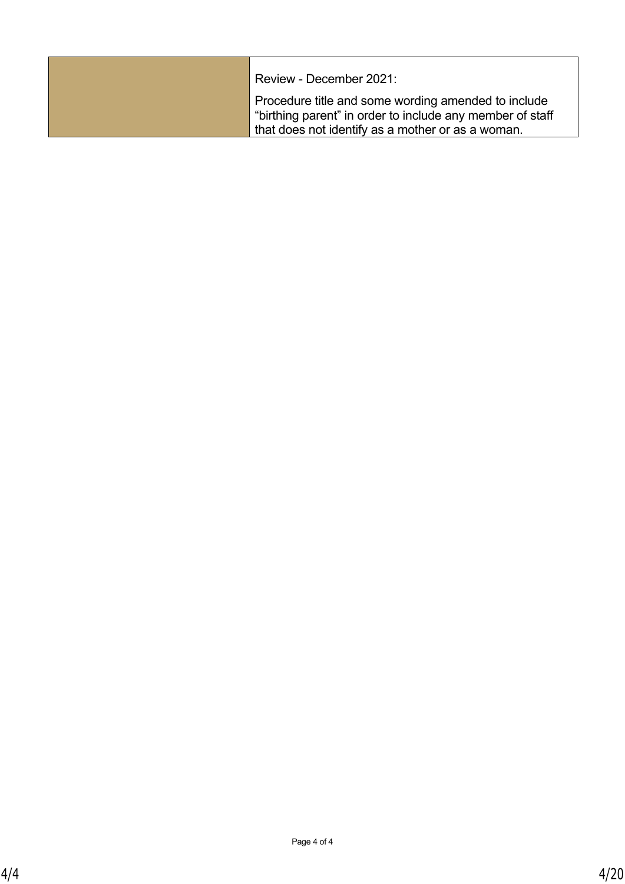| | |
|---|---|
| | Review - December 2021:<br><br>Procedure title and some wording amended to include "birthing parent" in order to include any member of staff that does not identify as a mother or as a woman. |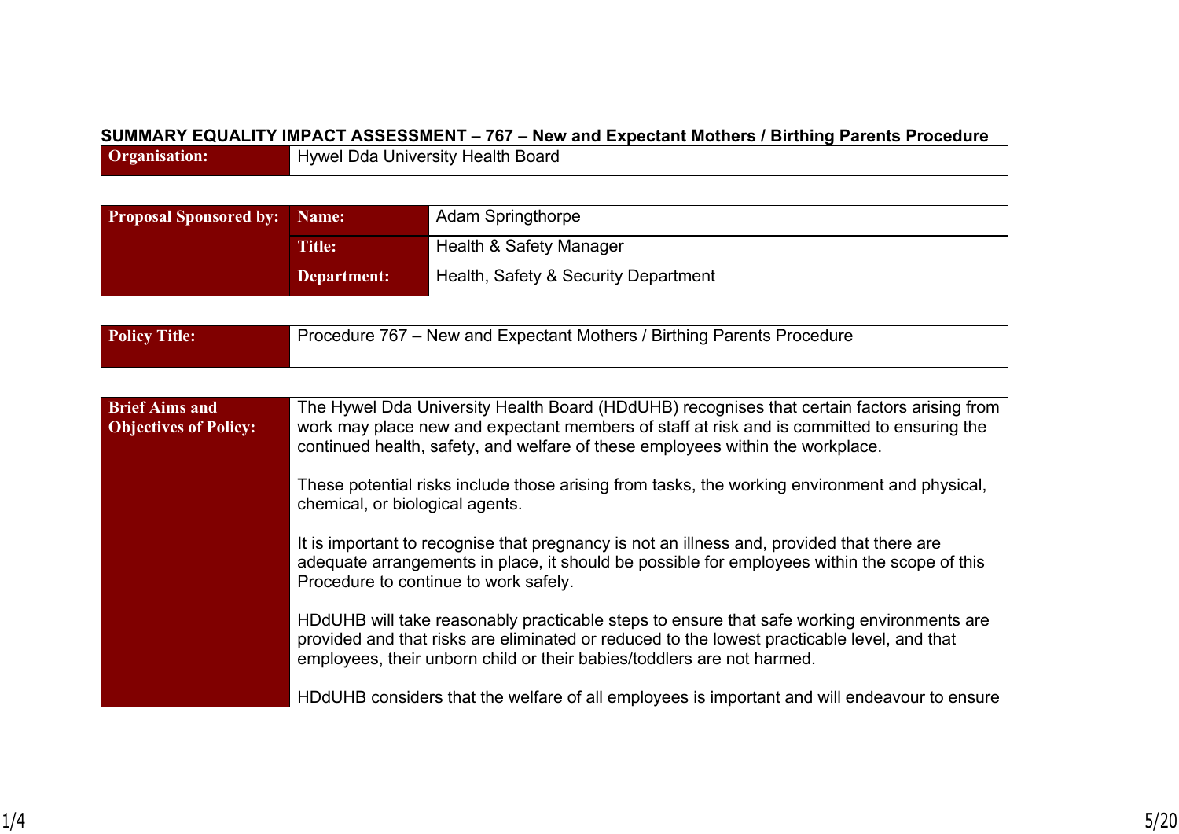**SUMMARY EQUALITY IMPACT ASSESSMENT – 767 – New and Expectant Mothers / Birthing Parents Procedure**

| **Organisation:** | Hywel Dda University Health Board |
|---|---|

| **Proposal Sponsored by:** | **Name:** | Adam Springthorpe |
|---|---|---|
| | **Title:** | Health & Safety Manager |
| | **Department:** | Health, Safety & Security Department |

| **Policy Title:** | Procedure 767 – New and Expectant Mothers / Birthing Parents Procedure |
|---|---|

| **Brief Aims and Objectives of Policy:** | The Hywel Dda University Health Board (HDdUHB) recognises that certain factors arising from work may place new and expectant members of staff at risk and is committed to ensuring the continued health, safety, and welfare of these employees within the workplace.<br><br>These potential risks include those arising from tasks, the working environment and physical, chemical, or biological agents.<br><br>It is important to recognise that pregnancy is not an illness and, provided that there are adequate arrangements in place, it should be possible for employees within the scope of this Procedure to continue to work safely.<br><br>HDdUHB will take reasonably practicable steps to ensure that safe working environments are provided and that risks are eliminated or reduced to the lowest practicable level, and that employees, their unborn child or their babies/toddlers are not harmed.<br><br>HDdUHB considers that the welfare of all employees is important and will endeavour to ensure |
|---|---|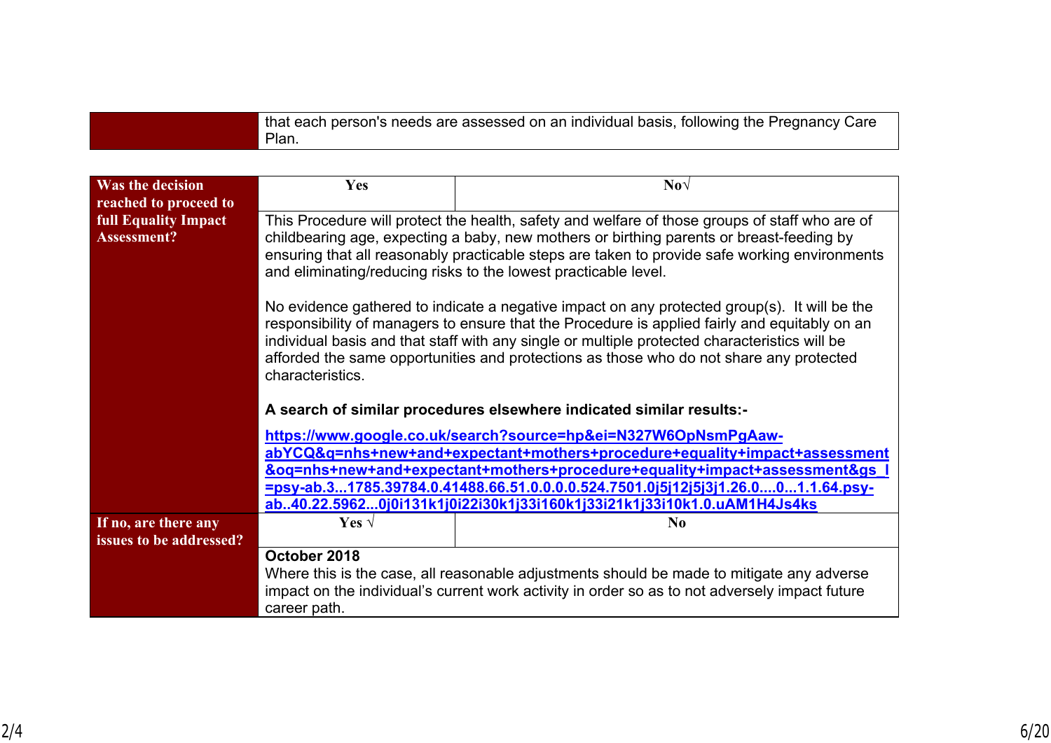| | |
|---|---|
| | that each person's needs are assessed on an individual basis, following the Pregnancy Care Plan. |

| | | |
|---|---|---|
| **Was the decision reached to proceed to full Equality Impact Assessment?** | **Yes** | **No√** |
| | This Procedure will protect the health, safety and welfare of those groups of staff who are of childbearing age, expecting a baby, new mothers or birthing parents or breast-feeding by ensuring that all reasonably practicable steps are taken to provide safe working environments and eliminating/reducing risks to the lowest practicable level.<br><br>No evidence gathered to indicate a negative impact on any protected group(s). It will be the responsibility of managers to ensure that the Procedure is applied fairly and equitably on an individual basis and that staff with any single or multiple protected characteristics will be afforded the same opportunities and protections as those who do not share any protected characteristics.<br><br>**A search of similar procedures elsewhere indicated similar results:-**<br><br>**https://www.google.co.uk/search?source=hp&ei=N327W6OpNsmPgAaw-abYCQ&q=nhs+new+and+expectant+mothers+procedure+equality+impact+assessment&oq=nhs+new+and+expectant+mothers+procedure+equality+impact+assessment&gs_l=psy-ab.3...1785.39784.0.41488.66.51.0.0.0.0.524.7501.0j5j12j5j3j1.26.0....0...1.1.64.psy-ab..40.22.5962...0j0i131k1j0i22i30k1j33i160k1j33i21k1j33i10k1.0.uAM1H4Js4ks** | |
| **If no, are there any issues to be addressed?** | **Yes √** | **No** |
| | **October 2018**<br>Where this is the case, all reasonable adjustments should be made to mitigate any adverse impact on the individual's current work activity in order so as to not adversely impact future career path. | |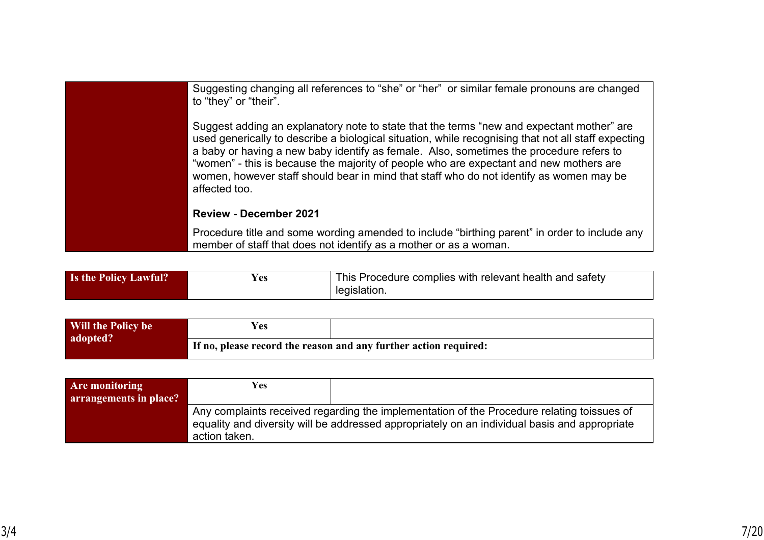|  | Suggesting changing all references to “she” or “her”  or similar female pronouns are changed to “they” or “their”.<br><br>Suggest adding an explanatory note to state that the terms “new and expectant mother” are used generically to describe a biological situation, while recognising that not all staff expecting a baby or having a new baby identify as female.  Also, sometimes the procedure refers to “women” - this is because the majority of people who are expectant and new mothers are women, however staff should bear in mind that staff who do not identify as women may be affected too.<br><br>**Review - December 2021**<br><br>Procedure title and some wording amended to include “birthing parent” in order to include any member of staff that does not identify as a mother or as a woman. |
|---|---|

| **Is the Policy Lawful?** | **Yes** | This Procedure complies with relevant health and safety legislation. |
|---|---|---|

| **Will the Policy be adopted?** | **Yes** | |
|---|---|---|
| | **If no, please record the reason and any further action required:** | |

| **Are monitoring arrangements in place?** | **Yes** | |
|---|---|---|
| | Any complaints received regarding the implementation of the Procedure relating toissues of equality and diversity will be addressed appropriately on an individual basis and appropriate action taken. | |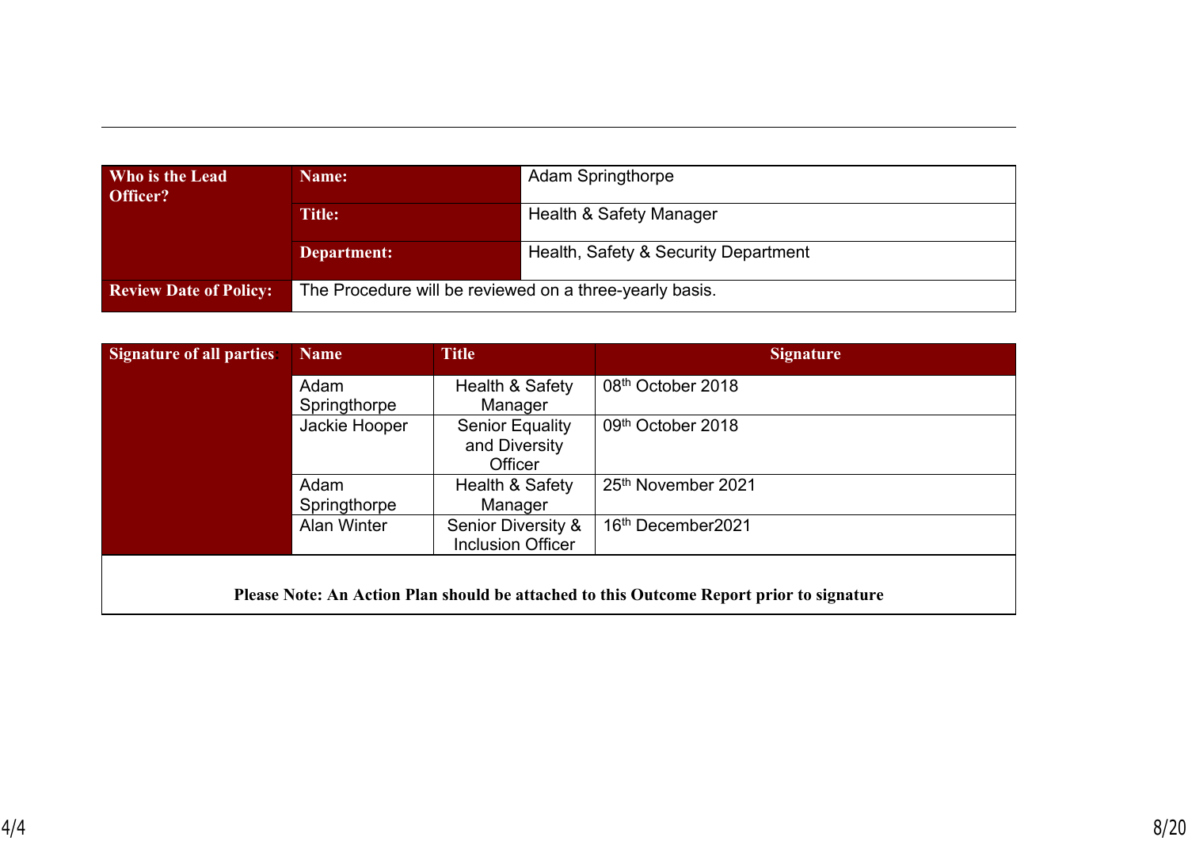| **Who is the Lead Officer?** | **Name:** | Adam Springthorpe |
|---|---|---|
| | **Title:** | Health & Safety Manager |
| | **Department:** | Health, Safety & Security Department |
| **Review Date of Policy:** | The Procedure will be reviewed on a three-yearly basis. | |

| **Signature of all parties:** | **Name** | **Title** | **Signature** |
|---|---|---|---|
| | Adam Springthorpe | Health & Safety Manager | 08th October 2018 |
| | Jackie Hooper | Senior Equality and Diversity Officer | 09th October 2018 |
| | Adam Springthorpe | Health & Safety Manager | 25th November 2021 |
| | Alan Winter | Senior Diversity & Inclusion Officer | 16th December2021 |

**Please Note: An Action Plan should be attached to this Outcome Report prior to signature**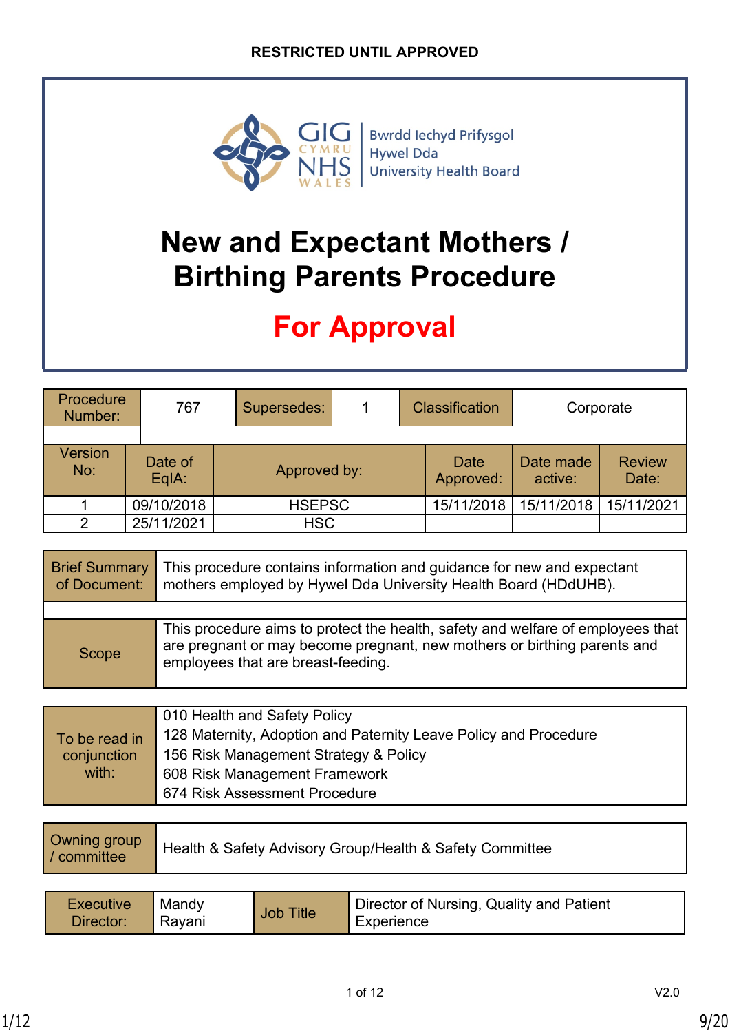RESTRICTED UNTIL APPROVED

Bwrdd Iechyd Prifysgol Hywel Dda University Health Board

# New and Expectant Mothers / Birthing Parents Procedure

## For Approval

| Procedure Number: | 767 | Supersedes: | 1 | Classification | Corporate |
|---|---|---|---|---|---|

| Version No: | Date of EqIA: | Approved by: | Date Approved: | Date made active: | Review Date: |
|---|---|---|---|---|---|
| 1 | 09/10/2018 | HSEPSC | 15/11/2018 | 15/11/2018 | 15/11/2021 |
| 2 | 25/11/2021 | HSC | | | |

| Brief Summary of Document: | This procedure contains information and guidance for new and expectant mothers employed by Hywel Dda University Health Board (HDdUHB). |
|---|---|
| Scope | This procedure aims to protect the health, safety and welfare of employees that are pregnant or may become pregnant, new mothers or birthing parents and employees that are breast-feeding. |

| To be read in conjunction with: | 010 Health and Safety Policy<br>128 Maternity, Adoption and Paternity Leave Policy and Procedure<br>156 Risk Management Strategy & Policy<br>608 Risk Management Framework<br>674 Risk Assessment Procedure |
|---|---|

| Owning group / committee | Health & Safety Advisory Group/Health & Safety Committee |
|---|---|

| Executive Director: | Mandy Rayani | Job Title | Director of Nursing, Quality and Patient Experience |
|---|---|---|---|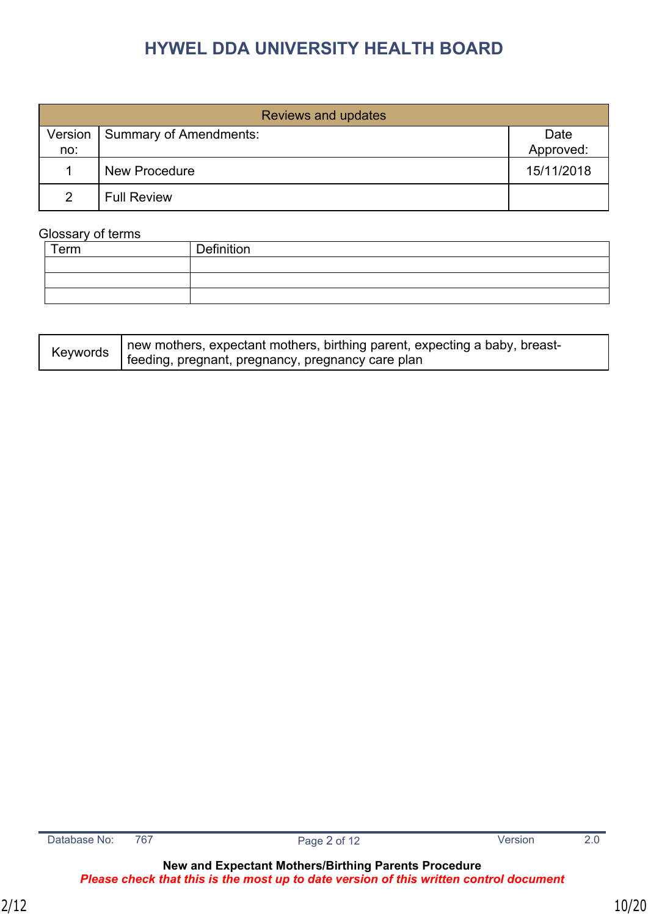# HYWEL DDA UNIVERSITY HEALTH BOARD

| Reviews and updates | | |
|---|---|---|
| Version no: | Summary of Amendments: | Date Approved: |
| 1 | New Procedure | 15/11/2018 |
| 2 | Full Review | |

Glossary of terms

| Term | Definition |
|---|---|
| | |
| | |
| | |

| Keywords | new mothers, expectant mothers, birthing parent, expecting a baby, breast-feeding, pregnant, pregnancy, pregnancy care plan |
|---|---|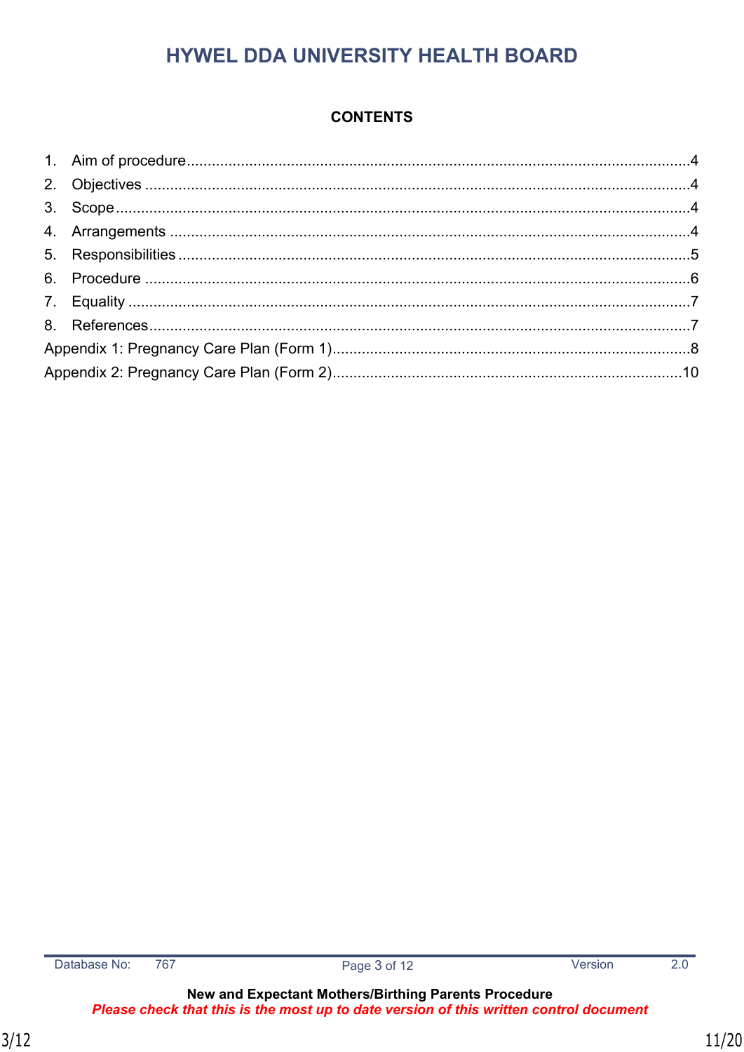# HYWEL DDA UNIVERSITY HEALTH BOARD

## CONTENTS

1. Aim of procedure........................................................................................................................4
2. Objectives ..................................................................................................................................4
3. Scope .........................................................................................................................................4
4. Arrangements ............................................................................................................................4
5. Responsibilities ..........................................................................................................................5
6. Procedure ..................................................................................................................................6
7. Equality ......................................................................................................................................7
8. References.................................................................................................................................7

Appendix 1: Pregnancy Care Plan (Form 1)......................................................................................8
Appendix 2: Pregnancy Care Plan (Form 2)....................................................................................10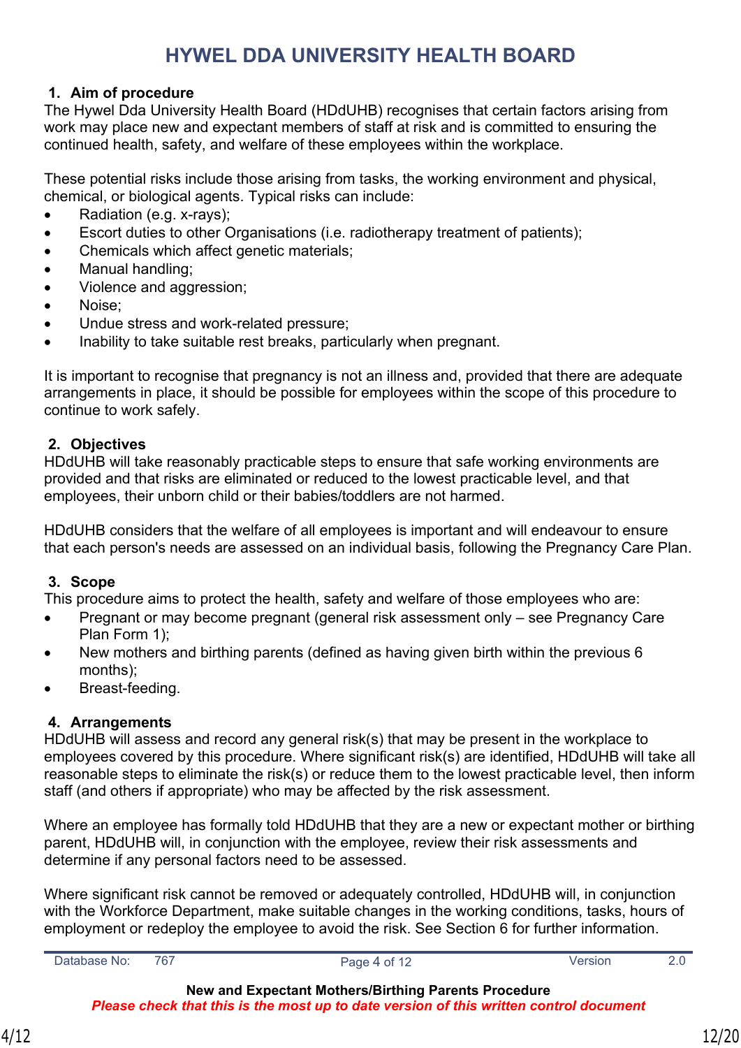# HYWEL DDA UNIVERSITY HEALTH BOARD

## 1. Aim of procedure

The Hywel Dda University Health Board (HDdUHB) recognises that certain factors arising from work may place new and expectant members of staff at risk and is committed to ensuring the continued health, safety, and welfare of these employees within the workplace.

These potential risks include those arising from tasks, the working environment and physical, chemical, or biological agents. Typical risks can include:

- Radiation (e.g. x-rays);
- Escort duties to other Organisations (i.e. radiotherapy treatment of patients);
- Chemicals which affect genetic materials;
- Manual handling;
- Violence and aggression;
- Noise;
- Undue stress and work-related pressure;
- Inability to take suitable rest breaks, particularly when pregnant.

It is important to recognise that pregnancy is not an illness and, provided that there are adequate arrangements in place, it should be possible for employees within the scope of this procedure to continue to work safely.

## 2. Objectives

HDdUHB will take reasonably practicable steps to ensure that safe working environments are provided and that risks are eliminated or reduced to the lowest practicable level, and that employees, their unborn child or their babies/toddlers are not harmed.

HDdUHB considers that the welfare of all employees is important and will endeavour to ensure that each person's needs are assessed on an individual basis, following the Pregnancy Care Plan.

## 3. Scope

This procedure aims to protect the health, safety and welfare of those employees who are:

- Pregnant or may become pregnant (general risk assessment only – see Pregnancy Care Plan Form 1);
- New mothers and birthing parents (defined as having given birth within the previous 6 months);
- Breast-feeding.

## 4. Arrangements

HDdUHB will assess and record any general risk(s) that may be present in the workplace to employees covered by this procedure. Where significant risk(s) are identified, HDdUHB will take all reasonable steps to eliminate the risk(s) or reduce them to the lowest practicable level, then inform staff (and others if appropriate) who may be affected by the risk assessment.

Where an employee has formally told HDdUHB that they are a new or expectant mother or birthing parent, HDdUHB will, in conjunction with the employee, review their risk assessments and determine if any personal factors need to be assessed.

Where significant risk cannot be removed or adequately controlled, HDdUHB will, in conjunction with the Workforce Department, make suitable changes in the working conditions, tasks, hours of employment or redeploy the employee to avoid the risk. See Section 6 for further information.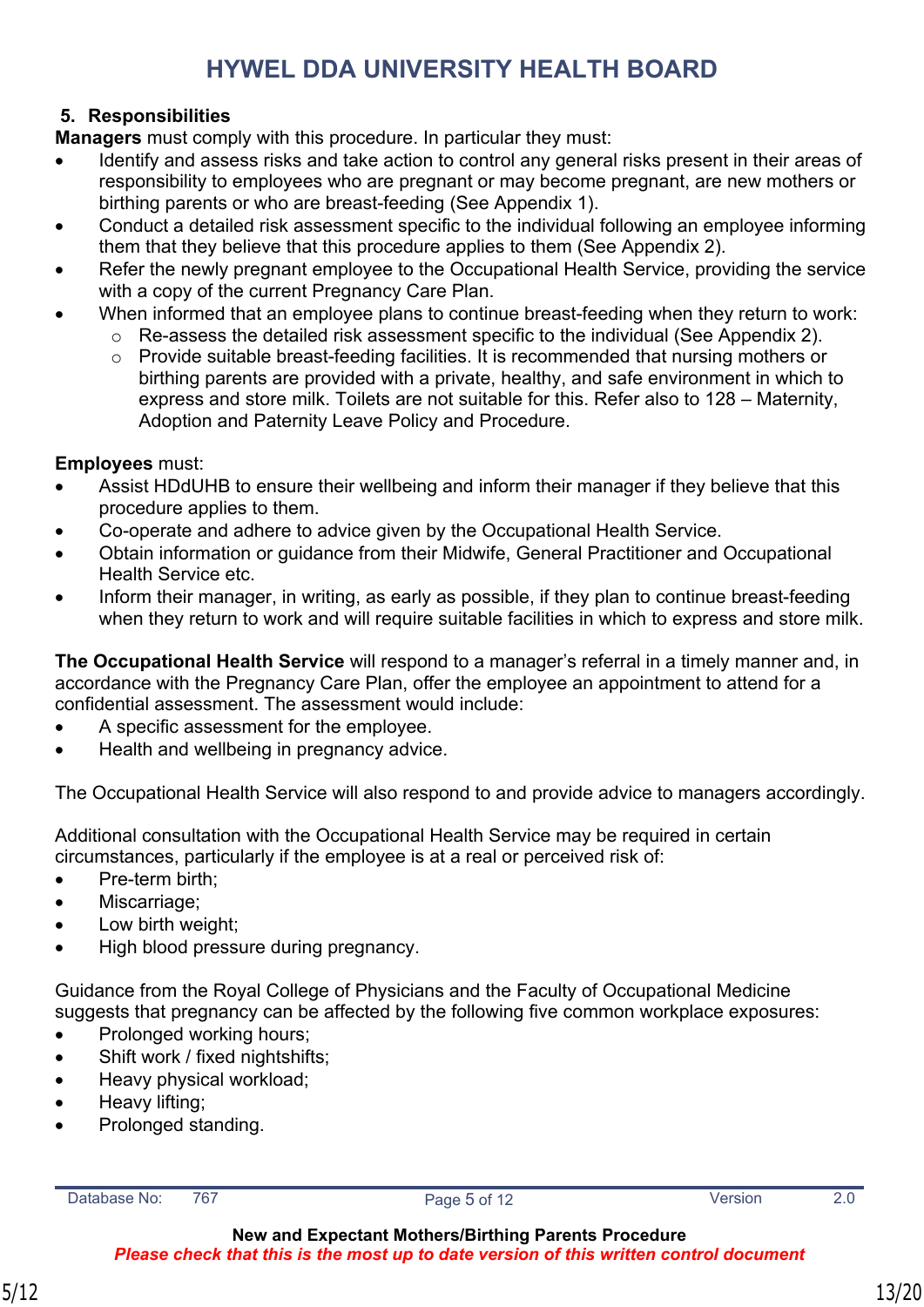## 5. Responsibilities

**Managers** must comply with this procedure. In particular they must:

- Identify and assess risks and take action to control any general risks present in their areas of responsibility to employees who are pregnant or may become pregnant, are new mothers or birthing parents or who are breast-feeding (See Appendix 1).
- Conduct a detailed risk assessment specific to the individual following an employee informing them that they believe that this procedure applies to them (See Appendix 2).
- Refer the newly pregnant employee to the Occupational Health Service, providing the service with a copy of the current Pregnancy Care Plan.
- When informed that an employee plans to continue breast-feeding when they return to work:
  - Re-assess the detailed risk assessment specific to the individual (See Appendix 2).
  - Provide suitable breast-feeding facilities. It is recommended that nursing mothers or birthing parents are provided with a private, healthy, and safe environment in which to express and store milk. Toilets are not suitable for this. Refer also to 128 – Maternity, Adoption and Paternity Leave Policy and Procedure.

**Employees** must:

- Assist HDdUHB to ensure their wellbeing and inform their manager if they believe that this procedure applies to them.
- Co-operate and adhere to advice given by the Occupational Health Service.
- Obtain information or guidance from their Midwife, General Practitioner and Occupational Health Service etc.
- Inform their manager, in writing, as early as possible, if they plan to continue breast-feeding when they return to work and will require suitable facilities in which to express and store milk.

**The Occupational Health Service** will respond to a manager's referral in a timely manner and, in accordance with the Pregnancy Care Plan, offer the employee an appointment to attend for a confidential assessment. The assessment would include:

- A specific assessment for the employee.
- Health and wellbeing in pregnancy advice.

The Occupational Health Service will also respond to and provide advice to managers accordingly.

Additional consultation with the Occupational Health Service may be required in certain circumstances, particularly if the employee is at a real or perceived risk of:

- Pre-term birth;
- Miscarriage;
- Low birth weight;
- High blood pressure during pregnancy.

Guidance from the Royal College of Physicians and the Faculty of Occupational Medicine suggests that pregnancy can be affected by the following five common workplace exposures:

- Prolonged working hours;
- Shift work / fixed nightshifts;
- Heavy physical workload;
- Heavy lifting;
- Prolonged standing.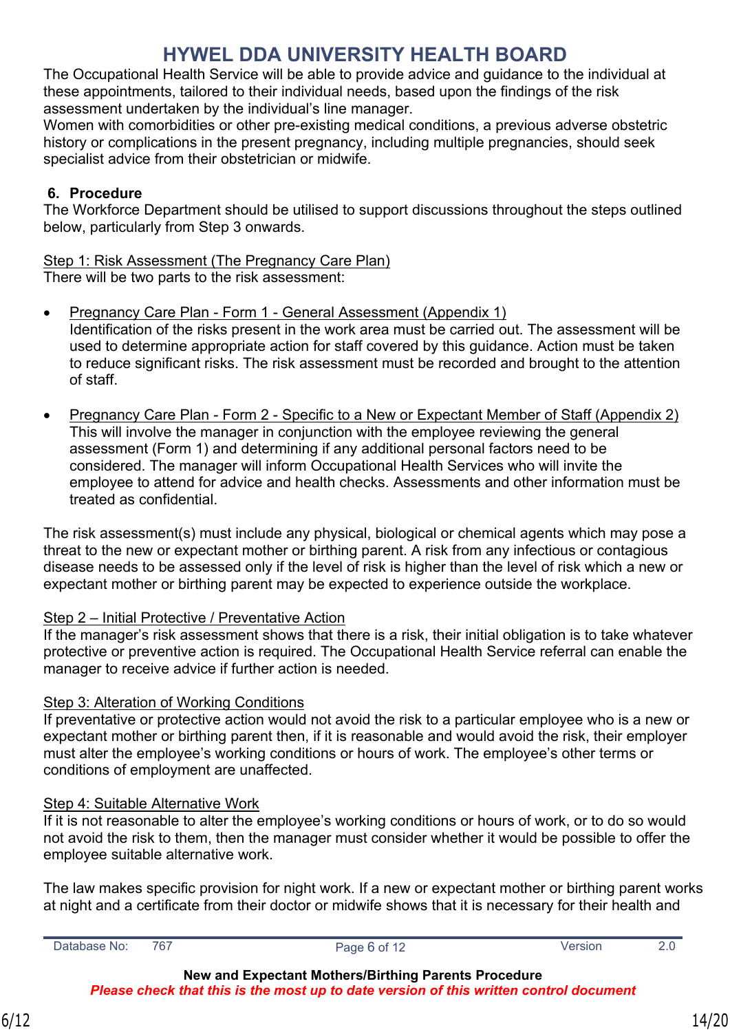The Occupational Health Service will be able to provide advice and guidance to the individual at these appointments, tailored to their individual needs, based upon the findings of the risk assessment undertaken by the individual's line manager.
Women with comorbidities or other pre-existing medical conditions, a previous adverse obstetric history or complications in the present pregnancy, including multiple pregnancies, should seek specialist advice from their obstetrician or midwife.

## 6. Procedure

The Workforce Department should be utilised to support discussions throughout the steps outlined below, particularly from Step 3 onwards.

Step 1: Risk Assessment (The Pregnancy Care Plan)
There will be two parts to the risk assessment:

- Pregnancy Care Plan - Form 1 - General Assessment (Appendix 1)
  Identification of the risks present in the work area must be carried out. The assessment will be used to determine appropriate action for staff covered by this guidance. Action must be taken to reduce significant risks. The risk assessment must be recorded and brought to the attention of staff.

- Pregnancy Care Plan - Form 2 - Specific to a New or Expectant Member of Staff (Appendix 2)
  This will involve the manager in conjunction with the employee reviewing the general assessment (Form 1) and determining if any additional personal factors need to be considered. The manager will inform Occupational Health Services who will invite the employee to attend for advice and health checks. Assessments and other information must be treated as confidential.

The risk assessment(s) must include any physical, biological or chemical agents which may pose a threat to the new or expectant mother or birthing parent. A risk from any infectious or contagious disease needs to be assessed only if the level of risk is higher than the level of risk which a new or expectant mother or birthing parent may be expected to experience outside the workplace.

Step 2 – Initial Protective / Preventative Action
If the manager's risk assessment shows that there is a risk, their initial obligation is to take whatever protective or preventive action is required. The Occupational Health Service referral can enable the manager to receive advice if further action is needed.

Step 3: Alteration of Working Conditions
If preventative or protective action would not avoid the risk to a particular employee who is a new or expectant mother or birthing parent then, if it is reasonable and would avoid the risk, their employer must alter the employee's working conditions or hours of work. The employee's other terms or conditions of employment are unaffected.

Step 4: Suitable Alternative Work
If it is not reasonable to alter the employee's working conditions or hours of work, or to do so would not avoid the risk to them, then the manager must consider whether it would be possible to offer the employee suitable alternative work.

The law makes specific provision for night work. If a new or expectant mother or birthing parent works at night and a certificate from their doctor or midwife shows that it is necessary for their health and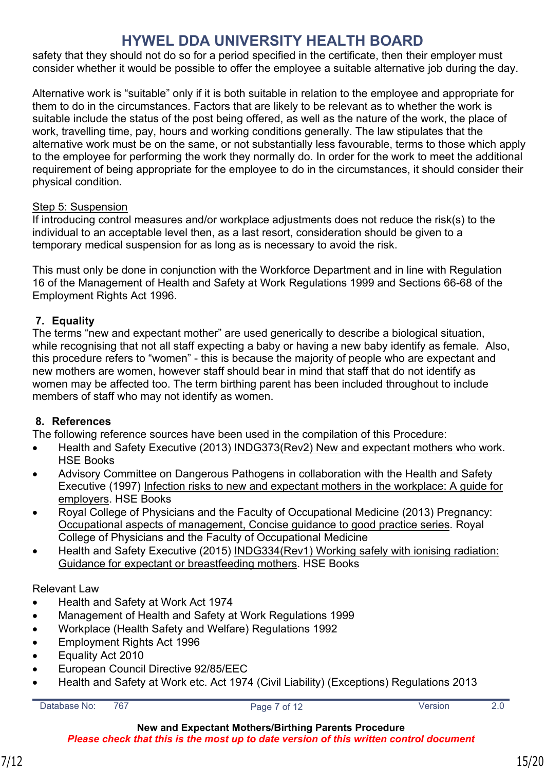safety that they should not do so for a period specified in the certificate, then their employer must consider whether it would be possible to offer the employee a suitable alternative job during the day.

Alternative work is “suitable” only if it is both suitable in relation to the employee and appropriate for them to do in the circumstances. Factors that are likely to be relevant as to whether the work is suitable include the status of the post being offered, as well as the nature of the work, the place of work, travelling time, pay, hours and working conditions generally. The law stipulates that the alternative work must be on the same, or not substantially less favourable, terms to those which apply to the employee for performing the work they normally do. In order for the work to meet the additional requirement of being appropriate for the employee to do in the circumstances, it should consider their physical condition.

Step 5: Suspension

If introducing control measures and/or workplace adjustments does not reduce the risk(s) to the individual to an acceptable level then, as a last resort, consideration should be given to a temporary medical suspension for as long as is necessary to avoid the risk.

This must only be done in conjunction with the Workforce Department and in line with Regulation 16 of the Management of Health and Safety at Work Regulations 1999 and Sections 66-68 of the Employment Rights Act 1996.

## 7. Equality

The terms “new and expectant mother” are used generically to describe a biological situation, while recognising that not all staff expecting a baby or having a new baby identify as female. Also, this procedure refers to “women” - this is because the majority of people who are expectant and new mothers are women, however staff should bear in mind that staff that do not identify as women may be affected too. The term birthing parent has been included throughout to include members of staff who may not identify as women.

## 8. References

The following reference sources have been used in the compilation of this Procedure:

- Health and Safety Executive (2013) INDG373(Rev2) New and expectant mothers who work. HSE Books
- Advisory Committee on Dangerous Pathogens in collaboration with the Health and Safety Executive (1997) Infection risks to new and expectant mothers in the workplace: A guide for employers. HSE Books
- Royal College of Physicians and the Faculty of Occupational Medicine (2013) Pregnancy: Occupational aspects of management, Concise guidance to good practice series. Royal College of Physicians and the Faculty of Occupational Medicine
- Health and Safety Executive (2015) INDG334(Rev1) Working safely with ionising radiation: Guidance for expectant or breastfeeding mothers. HSE Books

Relevant Law

- Health and Safety at Work Act 1974
- Management of Health and Safety at Work Regulations 1999
- Workplace (Health Safety and Welfare) Regulations 1992
- Employment Rights Act 1996
- Equality Act 2010
- European Council Directive 92/85/EEC
- Health and Safety at Work etc. Act 1974 (Civil Liability) (Exceptions) Regulations 2013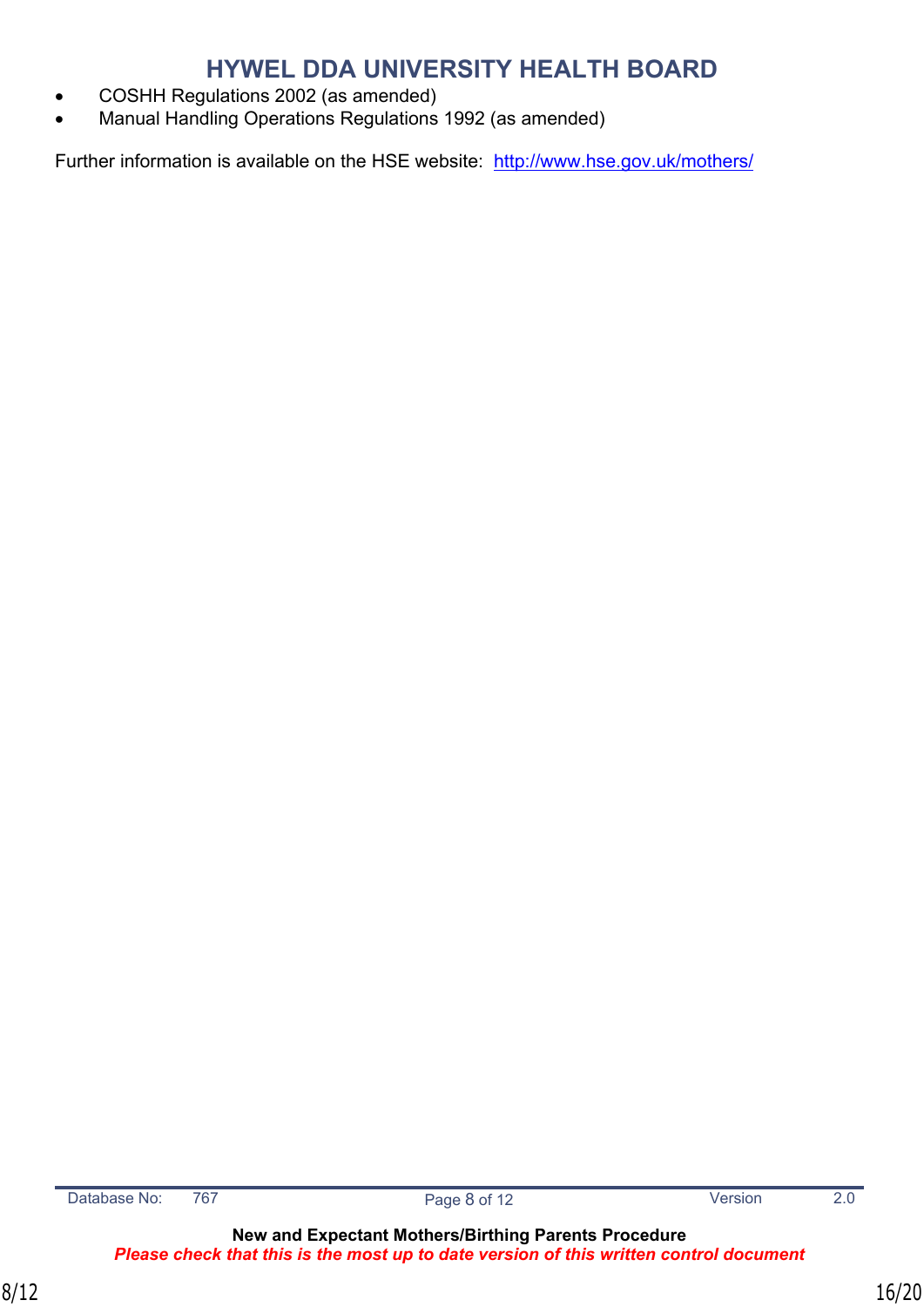- COSHH Regulations 2002 (as amended)
- Manual Handling Operations Regulations 1992 (as amended)

Further information is available on the HSE website: [http://www.hse.gov.uk/mothers/](http://www.hse.gov.uk/mothers/)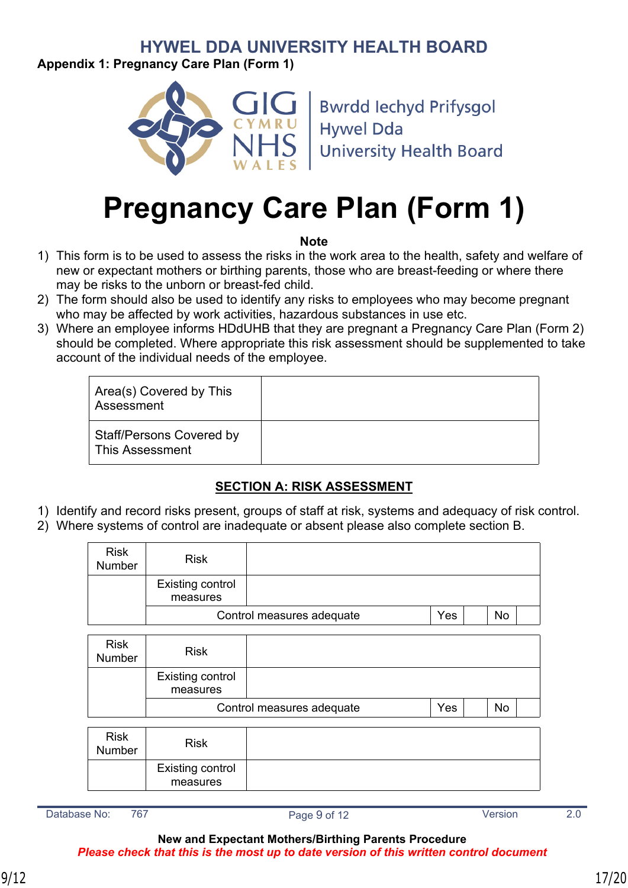# HYWEL DDA UNIVERSITY HEALTH BOARD

**Appendix 1: Pregnancy Care Plan (Form 1)**

# Pregnancy Care Plan (Form 1)

**Note**

1) This form is to be used to assess the risks in the work area to the health, safety and welfare of new or expectant mothers or birthing parents, those who are breast-feeding or where there may be risks to the unborn or breast-fed child.
2) The form should also be used to identify any risks to employees who may become pregnant who may be affected by work activities, hazardous substances in use etc.
3) Where an employee informs HDdUHB that they are pregnant a Pregnancy Care Plan (Form 2) should be completed. Where appropriate this risk assessment should be supplemented to take account of the individual needs of the employee.

| Area(s) Covered by This Assessment | |
|---|---|
| Staff/Persons Covered by This Assessment | |

## SECTION A: RISK ASSESSMENT

1) Identify and record risks present, groups of staff at risk, systems and adequacy of risk control.
2) Where systems of control are inadequate or absent please also complete section B.

| Risk Number | Risk | | | | | |
|---|---|---|---|---|---|---|
| | Existing control measures | | | | | |
| | Control measures adequate | | Yes | | No | |

| Risk Number | Risk | | | | | |
|---|---|---|---|---|---|---|
| | Existing control measures | | | | | |
| | Control measures adequate | | Yes | | No | |

| Risk Number | Risk | |
|---|---|---|
| | Existing control measures | |

New and Expectant Mothers/Birthing Parents Procedure

*Please check that this is the most up to date version of this written control document*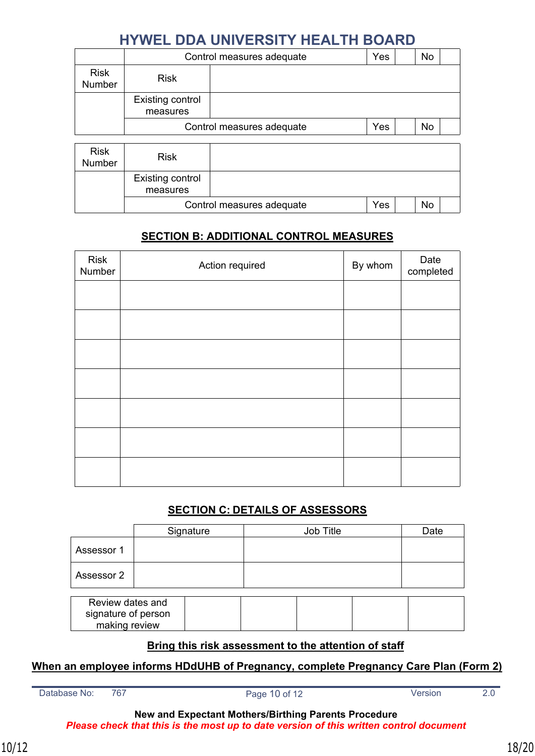# HYWEL DDA UNIVERSITY HEALTH BOARD

| | Control measures adequate | | Yes | | No | |
|---|---|---|---|---|---|---|
| Risk Number | Risk | | | | | |
| | Existing control measures | | | | | |
| | Control measures adequate | | Yes | | No | |

| Risk Number | Risk | | | | | |
|---|---|---|---|---|---|---|
| | Existing control measures | | | | | |
| | Control measures adequate | | Yes | | No | |

## SECTION B: ADDITIONAL CONTROL MEASURES

| Risk Number | Action required | By whom | Date completed |
|---|---|---|---|
| | | | |
| | | | |
| | | | |
| | | | |
| | | | |
| | | | |
| | | | |

## SECTION C: DETAILS OF ASSESSORS

| | Signature | Job Title | Date |
|---|---|---|---|
| Assessor 1 | | | |
| Assessor 2 | | | |

| Review dates and signature of person making review | | | | | |
|---|---|---|---|---|---|

**Bring this risk assessment to the attention of staff**

**When an employee informs HDdUHB of Pregnancy, complete Pregnancy Care Plan (Form 2)**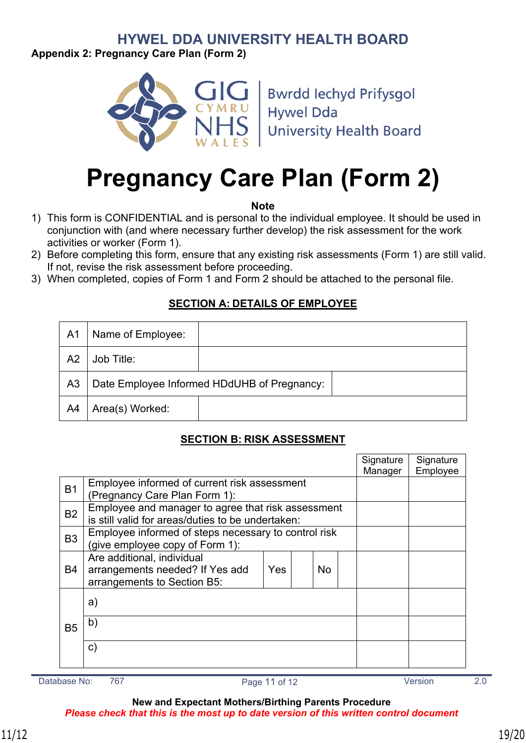HYWEL DDA UNIVERSITY HEALTH BOARD

**Appendix 2: Pregnancy Care Plan (Form 2)**

Bwrdd Iechyd Prifysgol Hywel Dda University Health Board

# Pregnancy Care Plan (Form 2)

**Note**

1) This form is CONFIDENTIAL and is personal to the individual employee. It should be used in conjunction with (and where necessary further develop) the risk assessment for the work activities or worker (Form 1).
2) Before completing this form, ensure that any existing risk assessments (Form 1) are still valid. If not, revise the risk assessment before proceeding.
3) When completed, copies of Form 1 and Form 2 should be attached to the personal file.

## SECTION A: DETAILS OF EMPLOYEE

| | | |
|---|---|---|
| A1 | Name of Employee: | |
| A2 | Job Title: | |
| A3 | Date Employee Informed HDdUHB of Pregnancy: | |
| A4 | Area(s) Worked: | |

## SECTION B: RISK ASSESSMENT

| | | | | | | Signature Manager | Signature Employee |
|---|---|---|---|---|---|---|---|
| B1 | Employee informed of current risk assessment (Pregnancy Care Plan Form 1): | | | | | | |
| B2 | Employee and manager to agree that risk assessment is still valid for areas/duties to be undertaken: | | | | | | |
| B3 | Employee informed of steps necessary to control risk (give employee copy of Form 1): | | | | | | |
| B4 | Are additional, individual arrangements needed? If Yes add arrangements to Section B5: | Yes | | No | | | |
| B5 | a) | | | | | | |
| | b) | | | | | | |
| | c) | | | | | | |

Database No: 767 | Version 2.0

New and Expectant Mothers/Birthing Parents Procedure

***Please check that this is the most up to date version of this written control document***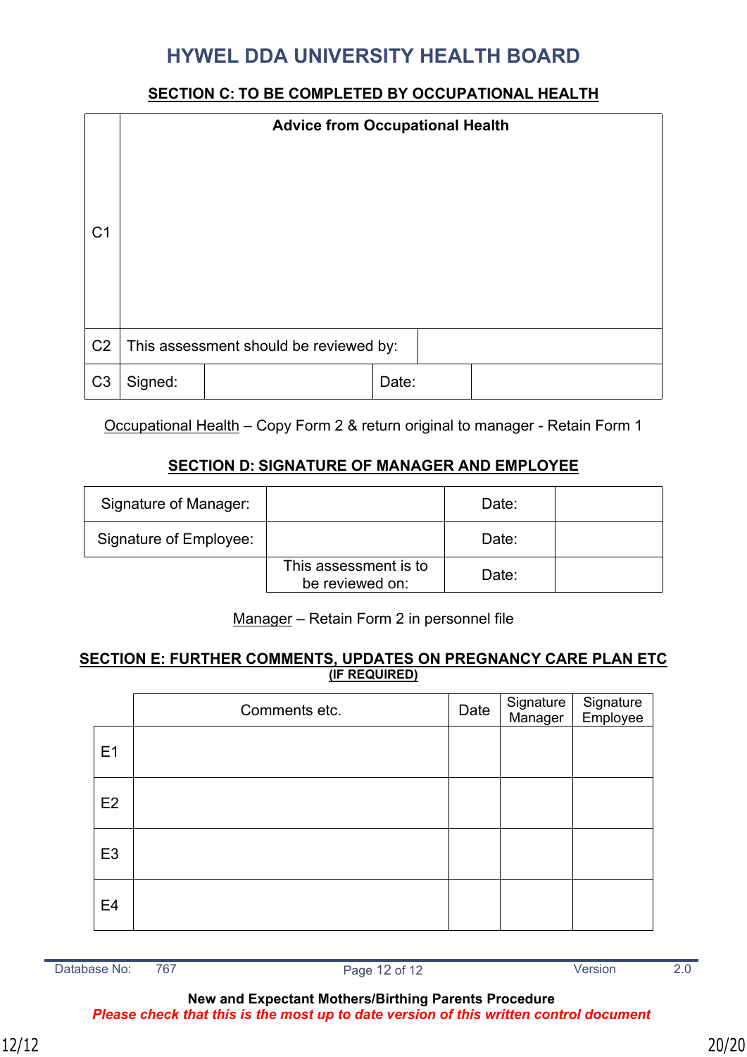# HYWEL DDA UNIVERSITY HEALTH BOARD

## SECTION C: TO BE COMPLETED BY OCCUPATIONAL HEALTH

| | | | | |
|---|---|---|---|---|
| C1 | **Advice from Occupational Health** | | | |
| C2 | This assessment should be reviewed by: | | | |
| C3 | Signed: | | Date: | |

Occupational Health – Copy Form 2 & return original to manager - Retain Form 1

## SECTION D: SIGNATURE OF MANAGER AND EMPLOYEE

| | | | |
|---|---|---|---|
| Signature of Manager: | | Date: | |
| Signature of Employee: | | Date: | |
| | This assessment is to be reviewed on: | Date: | |

Manager – Retain Form 2 in personnel file

## SECTION E: FURTHER COMMENTS, UPDATES ON PREGNANCY CARE PLAN ETC (IF REQUIRED)

| | Comments etc. | Date | Signature Manager | Signature Employee |
|---|---|---|---|---|
| E1 | | | | |
| E2 | | | | |
| E3 | | | | |
| E4 | | | | |

Database No: 767 Page 12 of 12 Version 2.0

**New and Expectant Mothers/Birthing Parents Procedure**

***Please check that this is the most up to date version of this written control document***